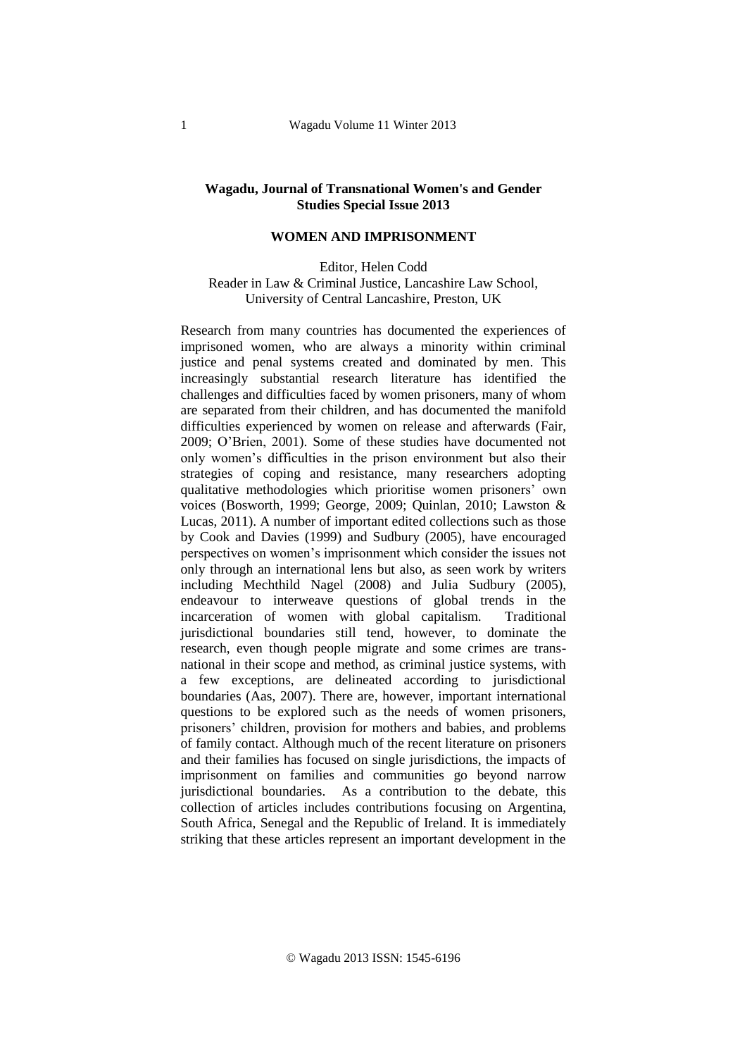**Wagadu, Journal of Transnational Women's and Gender Studies Special Issue 2013**

# WOMEN AND IMPRISONMENT

Editor, Helen Codd
Reader in Law & Criminal Justice, Lancashire Law School, University of Central Lancashire, Preston, UK

Research from many countries has documented the experiences of imprisoned women, who are always a minority within criminal justice and penal systems created and dominated by men. This increasingly substantial research literature has identified the challenges and difficulties faced by women prisoners, many of whom are separated from their children, and has documented the manifold difficulties experienced by women on release and afterwards (Fair, 2009; O'Brien, 2001). Some of these studies have documented not only women's difficulties in the prison environment but also their strategies of coping and resistance, many researchers adopting qualitative methodologies which prioritise women prisoners' own voices (Bosworth, 1999; George, 2009; Quinlan, 2010; Lawston & Lucas, 2011). A number of important edited collections such as those by Cook and Davies (1999) and Sudbury (2005), have encouraged perspectives on women's imprisonment which consider the issues not only through an international lens but also, as seen work by writers including Mechthild Nagel (2008) and Julia Sudbury (2005), endeavour to interweave questions of global trends in the incarceration of women with global capitalism. Traditional jurisdictional boundaries still tend, however, to dominate the research, even though people migrate and some crimes are trans-national in their scope and method, as criminal justice systems, with a few exceptions, are delineated according to jurisdictional boundaries (Aas, 2007). There are, however, important international questions to be explored such as the needs of women prisoners, prisoners' children, provision for mothers and babies, and problems of family contact. Although much of the recent literature on prisoners and their families has focused on single jurisdictions, the impacts of imprisonment on families and communities go beyond narrow jurisdictional boundaries. As a contribution to the debate, this collection of articles includes contributions focusing on Argentina, South Africa, Senegal and the Republic of Ireland. It is immediately striking that these articles represent an important development in the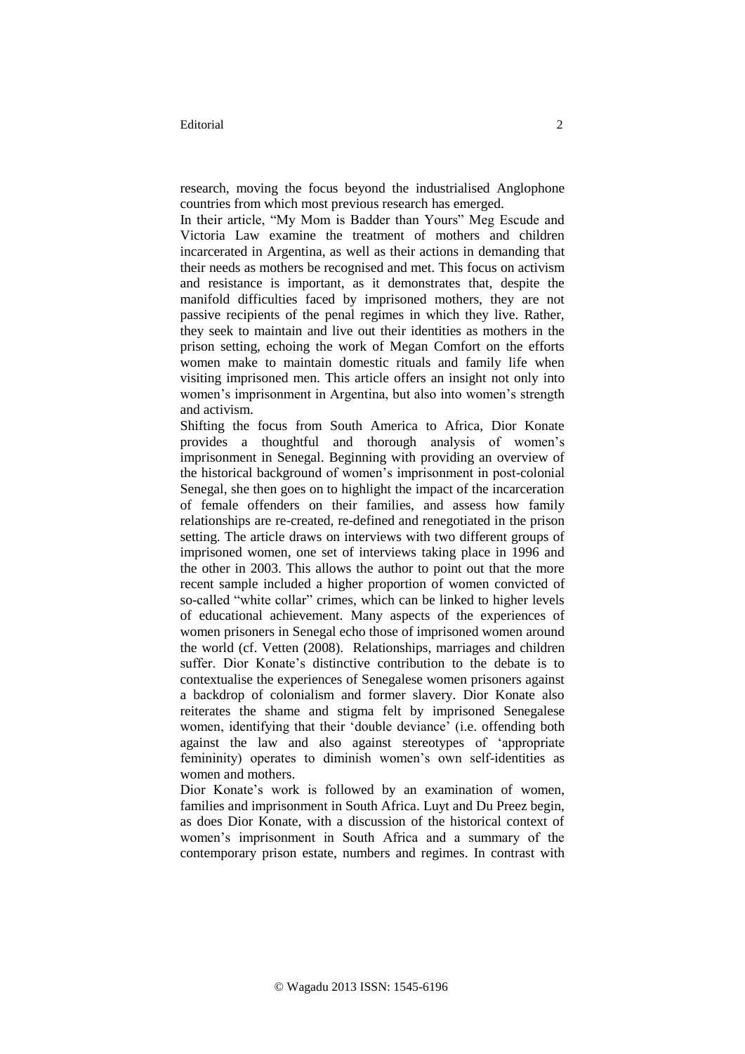research, moving the focus beyond the industrialised Anglophone countries from which most previous research has emerged.

In their article, "My Mom is Badder than Yours" Meg Escude and Victoria Law examine the treatment of mothers and children incarcerated in Argentina, as well as their actions in demanding that their needs as mothers be recognised and met. This focus on activism and resistance is important, as it demonstrates that, despite the manifold difficulties faced by imprisoned mothers, they are not passive recipients of the penal regimes in which they live. Rather, they seek to maintain and live out their identities as mothers in the prison setting, echoing the work of Megan Comfort on the efforts women make to maintain domestic rituals and family life when visiting imprisoned men. This article offers an insight not only into women's imprisonment in Argentina, but also into women's strength and activism.

Shifting the focus from South America to Africa, Dior Konate provides a thoughtful and thorough analysis of women's imprisonment in Senegal. Beginning with providing an overview of the historical background of women's imprisonment in post-colonial Senegal, she then goes on to highlight the impact of the incarceration of female offenders on their families, and assess how family relationships are re-created, re-defined and renegotiated in the prison setting. The article draws on interviews with two different groups of imprisoned women, one set of interviews taking place in 1996 and the other in 2003. This allows the author to point out that the more recent sample included a higher proportion of women convicted of so-called "white collar" crimes, which can be linked to higher levels of educational achievement. Many aspects of the experiences of women prisoners in Senegal echo those of imprisoned women around the world (cf. Vetten (2008). Relationships, marriages and children suffer. Dior Konate's distinctive contribution to the debate is to contextualise the experiences of Senegalese women prisoners against a backdrop of colonialism and former slavery. Dior Konate also reiterates the shame and stigma felt by imprisoned Senegalese women, identifying that their 'double deviance' (i.e. offending both against the law and also against stereotypes of 'appropriate femininity) operates to diminish women's own self-identities as women and mothers.

Dior Konate's work is followed by an examination of women, families and imprisonment in South Africa. Luyt and Du Preez begin, as does Dior Konate, with a discussion of the historical context of women's imprisonment in South Africa and a summary of the contemporary prison estate, numbers and regimes. In contrast with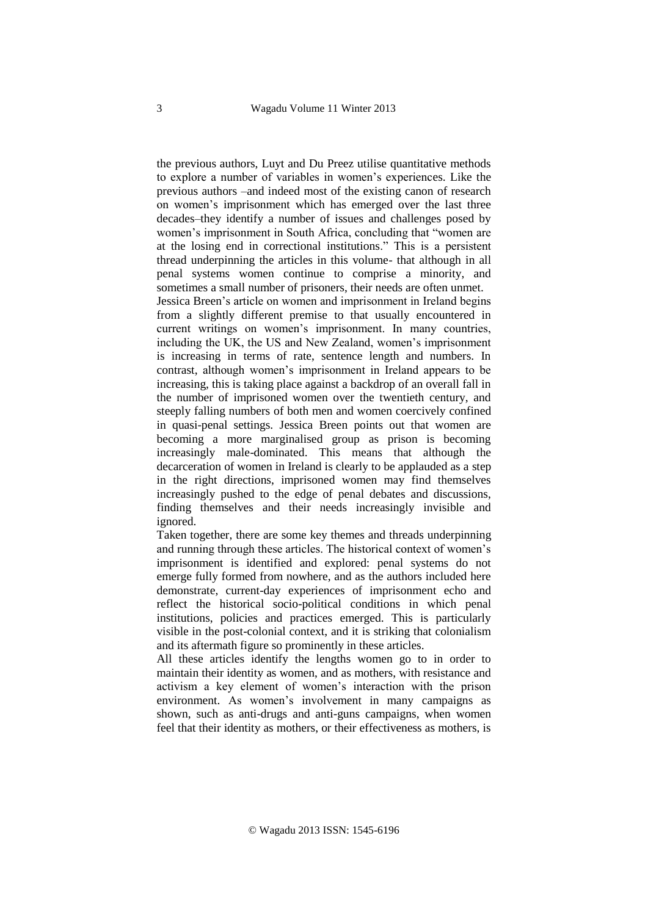the previous authors, Luyt and Du Preez utilise quantitative methods to explore a number of variables in women's experiences. Like the previous authors –and indeed most of the existing canon of research on women's imprisonment which has emerged over the last three decades–they identify a number of issues and challenges posed by women's imprisonment in South Africa, concluding that "women are at the losing end in correctional institutions." This is a persistent thread underpinning the articles in this volume- that although in all penal systems women continue to comprise a minority, and sometimes a small number of prisoners, their needs are often unmet.

Jessica Breen's article on women and imprisonment in Ireland begins from a slightly different premise to that usually encountered in current writings on women's imprisonment. In many countries, including the UK, the US and New Zealand, women's imprisonment is increasing in terms of rate, sentence length and numbers. In contrast, although women's imprisonment in Ireland appears to be increasing, this is taking place against a backdrop of an overall fall in the number of imprisoned women over the twentieth century, and steeply falling numbers of both men and women coercively confined in quasi-penal settings. Jessica Breen points out that women are becoming a more marginalised group as prison is becoming increasingly male-dominated. This means that although the decarceration of women in Ireland is clearly to be applauded as a step in the right directions, imprisoned women may find themselves increasingly pushed to the edge of penal debates and discussions, finding themselves and their needs increasingly invisible and ignored.

Taken together, there are some key themes and threads underpinning and running through these articles. The historical context of women's imprisonment is identified and explored: penal systems do not emerge fully formed from nowhere, and as the authors included here demonstrate, current-day experiences of imprisonment echo and reflect the historical socio-political conditions in which penal institutions, policies and practices emerged. This is particularly visible in the post-colonial context, and it is striking that colonialism and its aftermath figure so prominently in these articles.

All these articles identify the lengths women go to in order to maintain their identity as women, and as mothers, with resistance and activism a key element of women's interaction with the prison environment. As women's involvement in many campaigns as shown, such as anti-drugs and anti-guns campaigns, when women feel that their identity as mothers, or their effectiveness as mothers, is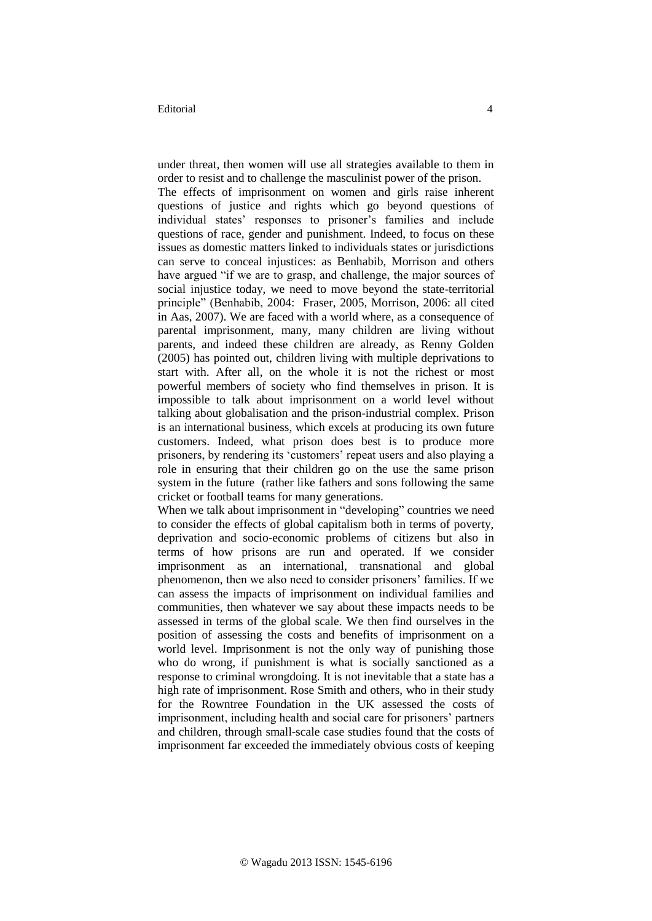under threat, then women will use all strategies available to them in order to resist and to challenge the masculinist power of the prison.

The effects of imprisonment on women and girls raise inherent questions of justice and rights which go beyond questions of individual states' responses to prisoner's families and include questions of race, gender and punishment. Indeed, to focus on these issues as domestic matters linked to individuals states or jurisdictions can serve to conceal injustices: as Benhabib, Morrison and others have argued "if we are to grasp, and challenge, the major sources of social injustice today, we need to move beyond the state-territorial principle" (Benhabib, 2004: Fraser, 2005, Morrison, 2006: all cited in Aas, 2007). We are faced with a world where, as a consequence of parental imprisonment, many, many children are living without parents, and indeed these children are already, as Renny Golden (2005) has pointed out, children living with multiple deprivations to start with. After all, on the whole it is not the richest or most powerful members of society who find themselves in prison. It is impossible to talk about imprisonment on a world level without talking about globalisation and the prison-industrial complex. Prison is an international business, which excels at producing its own future customers. Indeed, what prison does best is to produce more prisoners, by rendering its 'customers' repeat users and also playing a role in ensuring that their children go on the use the same prison system in the future (rather like fathers and sons following the same cricket or football teams for many generations.

When we talk about imprisonment in "developing" countries we need to consider the effects of global capitalism both in terms of poverty, deprivation and socio-economic problems of citizens but also in terms of how prisons are run and operated. If we consider imprisonment as an international, transnational and global phenomenon, then we also need to consider prisoners' families. If we can assess the impacts of imprisonment on individual families and communities, then whatever we say about these impacts needs to be assessed in terms of the global scale. We then find ourselves in the position of assessing the costs and benefits of imprisonment on a world level. Imprisonment is not the only way of punishing those who do wrong, if punishment is what is socially sanctioned as a response to criminal wrongdoing. It is not inevitable that a state has a high rate of imprisonment. Rose Smith and others, who in their study for the Rowntree Foundation in the UK assessed the costs of imprisonment, including health and social care for prisoners' partners and children, through small-scale case studies found that the costs of imprisonment far exceeded the immediately obvious costs of keeping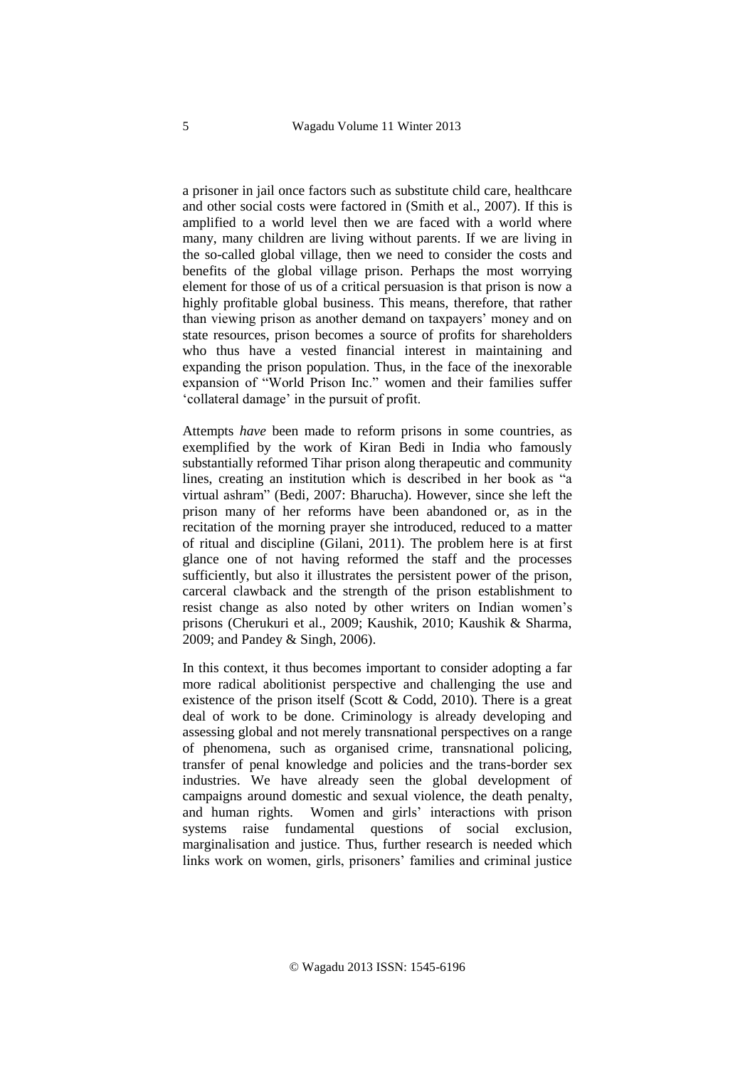a prisoner in jail once factors such as substitute child care, healthcare and other social costs were factored in (Smith et al., 2007). If this is amplified to a world level then we are faced with a world where many, many children are living without parents. If we are living in the so-called global village, then we need to consider the costs and benefits of the global village prison. Perhaps the most worrying element for those of us of a critical persuasion is that prison is now a highly profitable global business. This means, therefore, that rather than viewing prison as another demand on taxpayers' money and on state resources, prison becomes a source of profits for shareholders who thus have a vested financial interest in maintaining and expanding the prison population. Thus, in the face of the inexorable expansion of "World Prison Inc." women and their families suffer 'collateral damage' in the pursuit of profit.

Attempts *have* been made to reform prisons in some countries, as exemplified by the work of Kiran Bedi in India who famously substantially reformed Tihar prison along therapeutic and community lines, creating an institution which is described in her book as "a virtual ashram" (Bedi, 2007: Bharucha). However, since she left the prison many of her reforms have been abandoned or, as in the recitation of the morning prayer she introduced, reduced to a matter of ritual and discipline (Gilani, 2011). The problem here is at first glance one of not having reformed the staff and the processes sufficiently, but also it illustrates the persistent power of the prison, carceral clawback and the strength of the prison establishment to resist change as also noted by other writers on Indian women's prisons (Cherukuri et al., 2009; Kaushik, 2010; Kaushik & Sharma, 2009; and Pandey & Singh, 2006).

In this context, it thus becomes important to consider adopting a far more radical abolitionist perspective and challenging the use and existence of the prison itself (Scott & Codd, 2010). There is a great deal of work to be done. Criminology is already developing and assessing global and not merely transnational perspectives on a range of phenomena, such as organised crime, transnational policing, transfer of penal knowledge and policies and the trans-border sex industries. We have already seen the global development of campaigns around domestic and sexual violence, the death penalty, and human rights. Women and girls' interactions with prison systems raise fundamental questions of social exclusion, marginalisation and justice. Thus, further research is needed which links work on women, girls, prisoners' families and criminal justice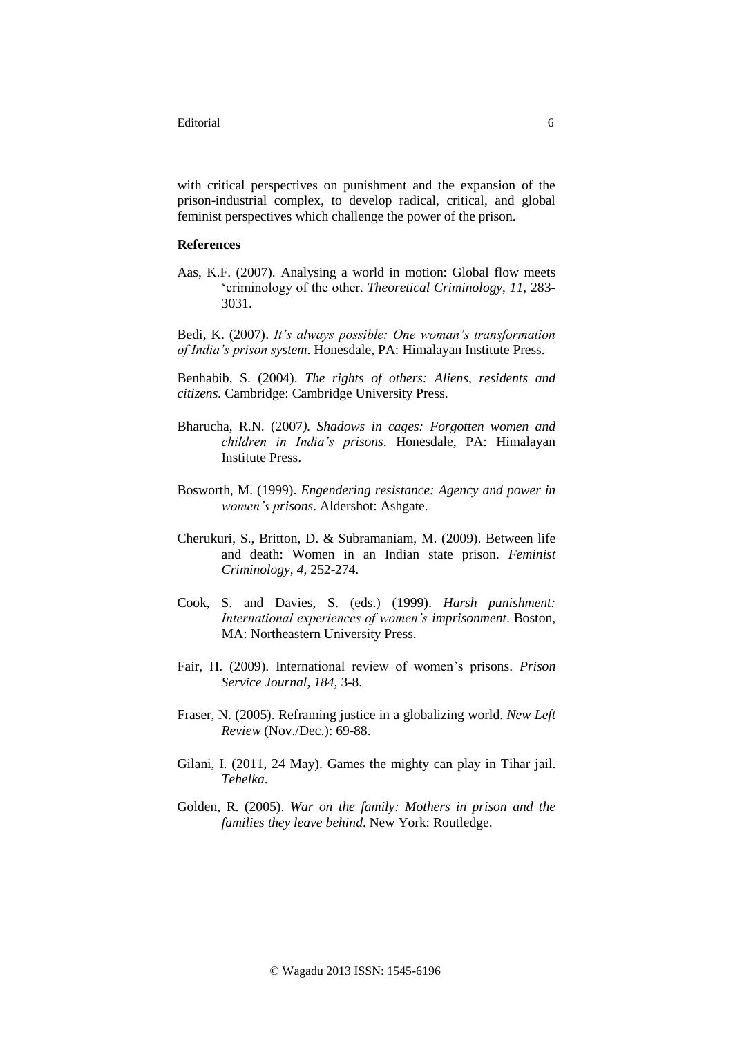with critical perspectives on punishment and the expansion of the prison-industrial complex, to develop radical, critical, and global feminist perspectives which challenge the power of the prison.

**References**

Aas, K.F. (2007). Analysing a world in motion: Global flow meets 'criminology of the other. *Theoretical Criminology*, *11*, 283-3031.

Bedi, K. (2007). *It's always possible: One woman's transformation of India's prison system*. Honesdale, PA: Himalayan Institute Press.

Benhabib, S. (2004). *The rights of others: Aliens, residents and citizens.* Cambridge: Cambridge University Press.

Bharucha, R.N. (2007*). Shadows in cages: Forgotten women and children in India's prisons*. Honesdale, PA: Himalayan Institute Press.

Bosworth, M. (1999). *Engendering resistance: Agency and power in women's prisons*. Aldershot: Ashgate.

Cherukuri, S., Britton, D. & Subramaniam, M. (2009). Between life and death: Women in an Indian state prison. *Feminist Criminology*, *4*, 252-274.

Cook, S. and Davies, S. (eds.) (1999). *Harsh punishment: International experiences of women's imprisonment*. Boston, MA: Northeastern University Press.

Fair, H. (2009). International review of women's prisons. *Prison Service Journal*, *184*, 3-8.

Fraser, N. (2005). Reframing justice in a globalizing world. *New Left Review* (Nov./Dec.): 69-88.

Gilani, I. (2011, 24 May). Games the mighty can play in Tihar jail. *Tehelka*.

Golden, R. (2005). *War on the family: Mothers in prison and the families they leave behind*. New York: Routledge.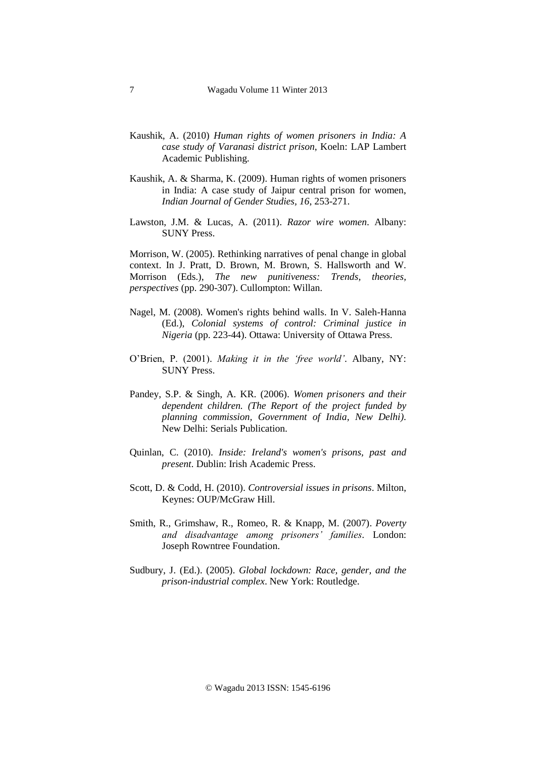Kaushik, A. (2010) *Human rights of women prisoners in India: A case study of Varanasi district prison*, Koeln: LAP Lambert Academic Publishing.

Kaushik, A. & Sharma, K. (2009). Human rights of women prisoners in India: A case study of Jaipur central prison for women, *Indian Journal of Gender Studies*, *16*, 253-271.

Lawston, J.M. & Lucas, A. (2011). *Razor wire women*. Albany: SUNY Press.

Morrison, W. (2005). Rethinking narratives of penal change in global context. In J. Pratt, D. Brown, M. Brown, S. Hallsworth and W. Morrison (Eds.), *The new punitiveness: Trends, theories, perspectives* (pp. 290-307). Cullompton: Willan.

Nagel, M. (2008). Women's rights behind walls. In V. Saleh-Hanna (Ed.), *Colonial systems of control: Criminal justice in Nigeria* (pp. 223-44). Ottawa: University of Ottawa Press.

O'Brien, P. (2001). *Making it in the 'free world'*. Albany, NY: SUNY Press.

Pandey, S.P. & Singh, A. KR. (2006). *Women prisoners and their dependent children. (The Report of the project funded by planning commission, Government of India, New Delhi)*. New Delhi: Serials Publication.

Quinlan, C. (2010). *Inside: Ireland's women's prisons, past and present*. Dublin: Irish Academic Press.

Scott, D. & Codd, H. (2010). *Controversial issues in prisons*. Milton, Keynes: OUP/McGraw Hill.

Smith, R., Grimshaw, R., Romeo, R. & Knapp, M. (2007). *Poverty and disadvantage among prisoners' families*. London: Joseph Rowntree Foundation.

Sudbury, J. (Ed.). (2005). *Global lockdown: Race, gender, and the prison-industrial complex*. New York: Routledge.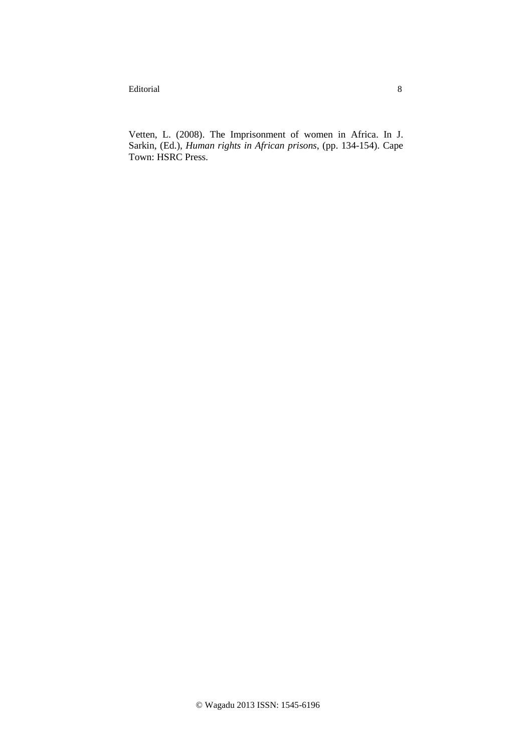Vetten, L. (2008). The Imprisonment of women in Africa. In J. Sarkin, (Ed.), *Human rights in African prisons*, (pp. 134-154). Cape Town: HSRC Press.